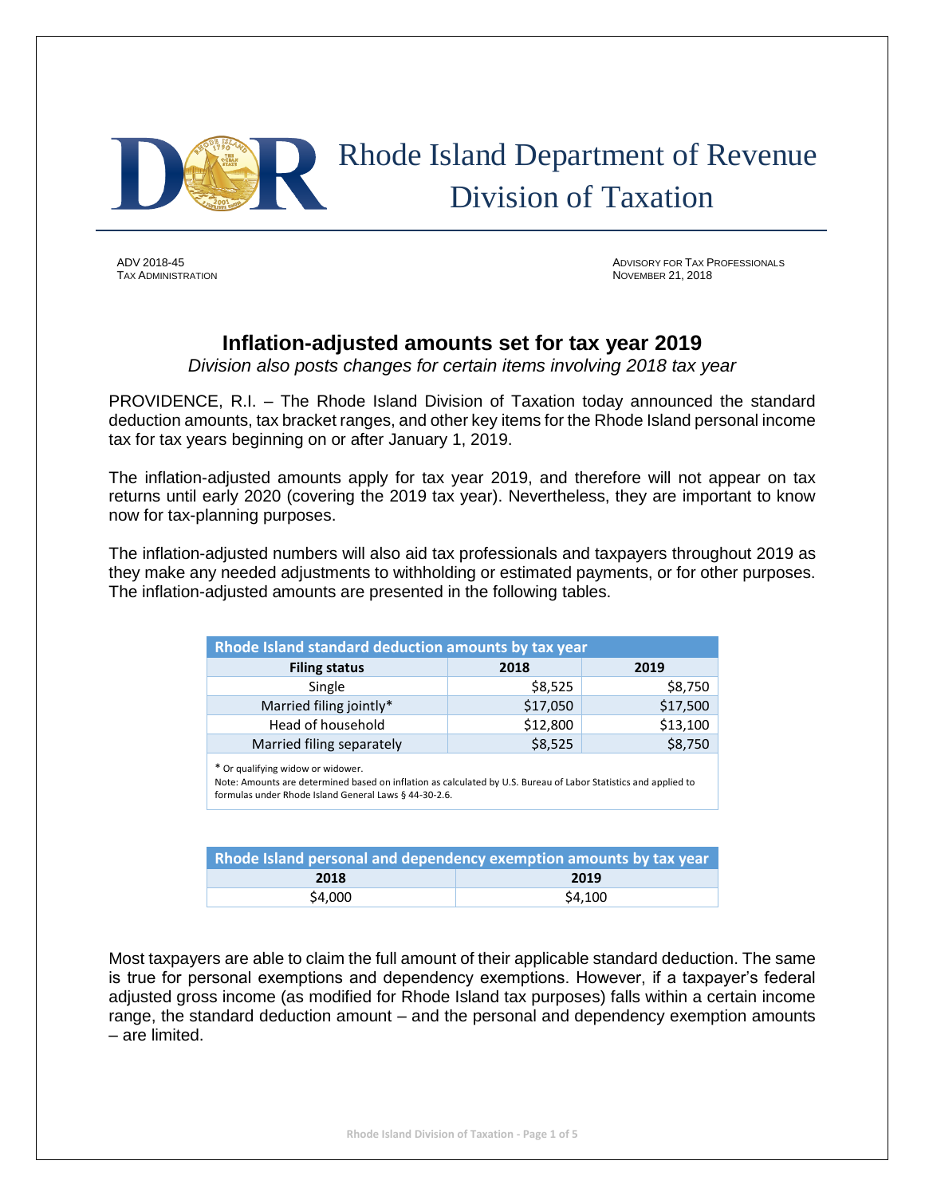# Rhode Island Department of Revenue
# Division of Taxation

ADV 2018-45
TAX ADMINISTRATION

ADVISORY FOR TAX PROFESSIONALS
NOVEMBER 21, 2018

## Inflation-adjusted amounts set for tax year 2019

*Division also posts changes for certain items involving 2018 tax year*

PROVIDENCE, R.I. – The Rhode Island Division of Taxation today announced the standard deduction amounts, tax bracket ranges, and other key items for the Rhode Island personal income tax for tax years beginning on or after January 1, 2019.

The inflation-adjusted amounts apply for tax year 2019, and therefore will not appear on tax returns until early 2020 (covering the 2019 tax year). Nevertheless, they are important to know now for tax-planning purposes.

The inflation-adjusted numbers will also aid tax professionals and taxpayers throughout 2019 as they make any needed adjustments to withholding or estimated payments, or for other purposes. The inflation-adjusted amounts are presented in the following tables.

**Rhode Island standard deduction amounts by tax year**

| Filing status | 2018 | 2019 |
|---|---|---|
| Single | $8,525 | $8,750 |
| Married filing jointly* | $17,050 | $17,500 |
| Head of household | $12,800 | $13,100 |
| Married filing separately | $8,525 | $8,750 |

* Or qualifying widow or widower.
Note: Amounts are determined based on inflation as calculated by U.S. Bureau of Labor Statistics and applied to formulas under Rhode Island General Laws § 44-30-2.6.

**Rhode Island personal and dependency exemption amounts by tax year**

| 2018 | 2019 |
|---|---|
| $4,000 | $4,100 |

Most taxpayers are able to claim the full amount of their applicable standard deduction. The same is true for personal exemptions and dependency exemptions. However, if a taxpayer's federal adjusted gross income (as modified for Rhode Island tax purposes) falls within a certain income range, the standard deduction amount – and the personal and dependency exemption amounts – are limited.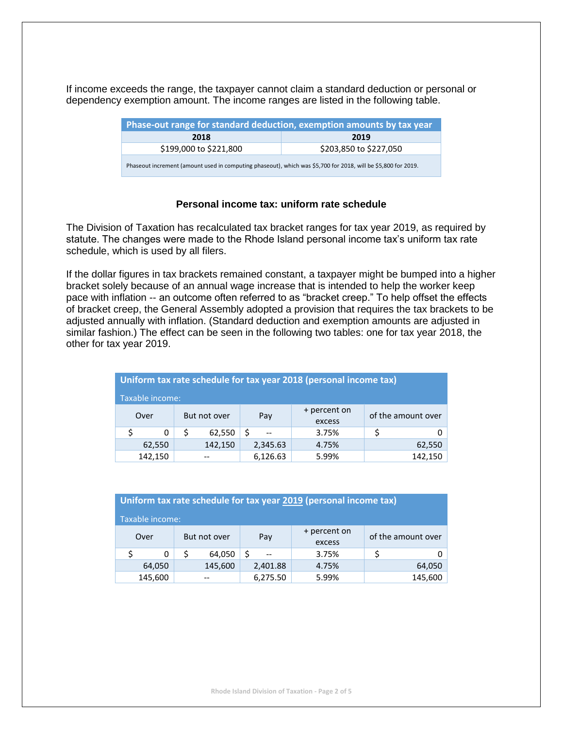If income exceeds the range, the taxpayer cannot claim a standard deduction or personal or dependency exemption amount. The income ranges are listed in the following table.

| Phase-out range for standard deduction, exemption amounts by tax year | |
|---|---|
| **2018** | **2019** |
| $199,000 to $221,800 | $203,850 to $227,050 |
| Phaseout increment (amount used in computing phaseout), which was $5,700 for 2018, will be $5,800 for 2019. | |

### Personal income tax: uniform rate schedule

The Division of Taxation has recalculated tax bracket ranges for tax year 2019, as required by statute. The changes were made to the Rhode Island personal income tax's uniform tax rate schedule, which is used by all filers.

If the dollar figures in tax brackets remained constant, a taxpayer might be bumped into a higher bracket solely because of an annual wage increase that is intended to help the worker keep pace with inflation -- an outcome often referred to as "bracket creep." To help offset the effects of bracket creep, the General Assembly adopted a provision that requires the tax brackets to be adjusted annually with inflation. (Standard deduction and exemption amounts are adjusted in similar fashion.) The effect can be seen in the following two tables: one for tax year 2018, the other for tax year 2019.

**Uniform tax rate schedule for tax year 2018 (personal income tax)**

Taxable income:

| Over | But not over | Pay | + percent on excess | of the amount over |
|---|---|---|---|---|
| $ 0 | $ 62,550 | $ -- | 3.75% | $ 0 |
| 62,550 | 142,150 | 2,345.63 | 4.75% | 62,550 |
| 142,150 | -- | 6,126.63 | 5.99% | 142,150 |

**Uniform tax rate schedule for tax year 2019 (personal income tax)**

Taxable income:

| Over | But not over | Pay | + percent on excess | of the amount over |
|---|---|---|---|---|
| $ 0 | $ 64,050 | $ -- | 3.75% | $ 0 |
| 64,050 | 145,600 | 2,401.88 | 4.75% | 64,050 |
| 145,600 | -- | 6,275.50 | 5.99% | 145,600 |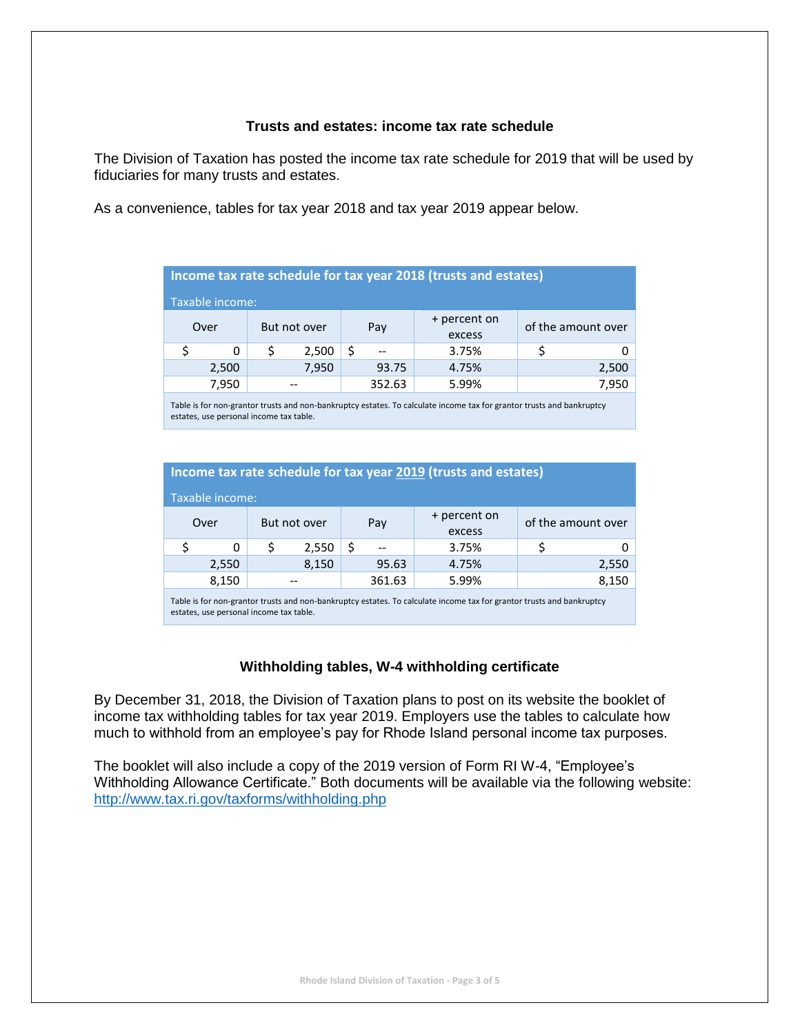## Trusts and estates: income tax rate schedule

The Division of Taxation has posted the income tax rate schedule for 2019 that will be used by fiduciaries for many trusts and estates.

As a convenience, tables for tax year 2018 and tax year 2019 appear below.

**Income tax rate schedule for tax year 2018 (trusts and estates)**

Taxable income:

| Over | But not over | Pay | + percent on excess | of the amount over |
|---|---|---|---|---|
| $ 0 | $ 2,500 | $ -- | 3.75% | $ 0 |
| 2,500 | 7,950 | 93.75 | 4.75% | 2,500 |
| 7,950 | -- | 352.63 | 5.99% | 7,950 |

Table is for non-grantor trusts and non-bankruptcy estates. To calculate income tax for grantor trusts and bankruptcy estates, use personal income tax table.

**Income tax rate schedule for tax year 2019 (trusts and estates)**

Taxable income:

| Over | But not over | Pay | + percent on excess | of the amount over |
|---|---|---|---|---|
| $ 0 | $ 2,550 | $ -- | 3.75% | $ 0 |
| 2,550 | 8,150 | 95.63 | 4.75% | 2,550 |
| 8,150 | -- | 361.63 | 5.99% | 8,150 |

Table is for non-grantor trusts and non-bankruptcy estates. To calculate income tax for grantor trusts and bankruptcy estates, use personal income tax table.

## Withholding tables, W-4 withholding certificate

By December 31, 2018, the Division of Taxation plans to post on its website the booklet of income tax withholding tables for tax year 2019. Employers use the tables to calculate how much to withhold from an employee's pay for Rhode Island personal income tax purposes.

The booklet will also include a copy of the 2019 version of Form RI W-4, "Employee's Withholding Allowance Certificate." Both documents will be available via the following website: http://www.tax.ri.gov/taxforms/withholding.php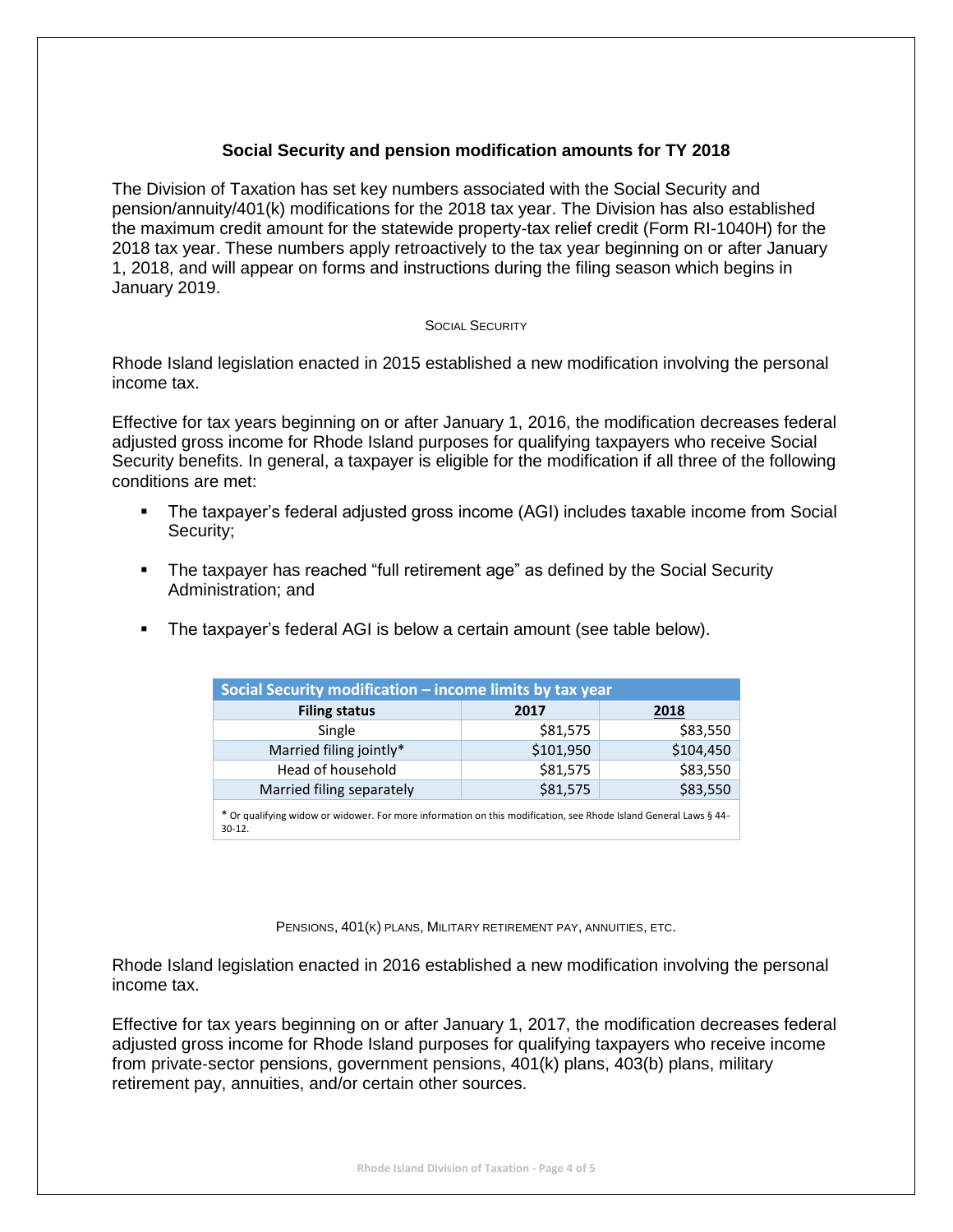## Social Security and pension modification amounts for TY 2018

The Division of Taxation has set key numbers associated with the Social Security and pension/annuity/401(k) modifications for the 2018 tax year. The Division has also established the maximum credit amount for the statewide property-tax relief credit (Form RI-1040H) for the 2018 tax year. These numbers apply retroactively to the tax year beginning on or after January 1, 2018, and will appear on forms and instructions during the filing season which begins in January 2019.

### SOCIAL SECURITY

Rhode Island legislation enacted in 2015 established a new modification involving the personal income tax.

Effective for tax years beginning on or after January 1, 2016, the modification decreases federal adjusted gross income for Rhode Island purposes for qualifying taxpayers who receive Social Security benefits. In general, a taxpayer is eligible for the modification if all three of the following conditions are met:

- The taxpayer's federal adjusted gross income (AGI) includes taxable income from Social Security;
- The taxpayer has reached "full retirement age" as defined by the Social Security Administration; and
- The taxpayer's federal AGI is below a certain amount (see table below).

**Social Security modification – income limits by tax year**

| Filing status | 2017 | 2018 |
|---|---|---|
| Single | $81,575 | $83,550 |
| Married filing jointly* | $101,950 | $104,450 |
| Head of household | $81,575 | $83,550 |
| Married filing separately | $81,575 | $83,550 |

* Or qualifying widow or widower. For more information on this modification, see Rhode Island General Laws § 44-30-12.

### PENSIONS, 401(K) PLANS, MILITARY RETIREMENT PAY, ANNUITIES, ETC.

Rhode Island legislation enacted in 2016 established a new modification involving the personal income tax.

Effective for tax years beginning on or after January 1, 2017, the modification decreases federal adjusted gross income for Rhode Island purposes for qualifying taxpayers who receive income from private-sector pensions, government pensions, 401(k) plans, 403(b) plans, military retirement pay, annuities, and/or certain other sources.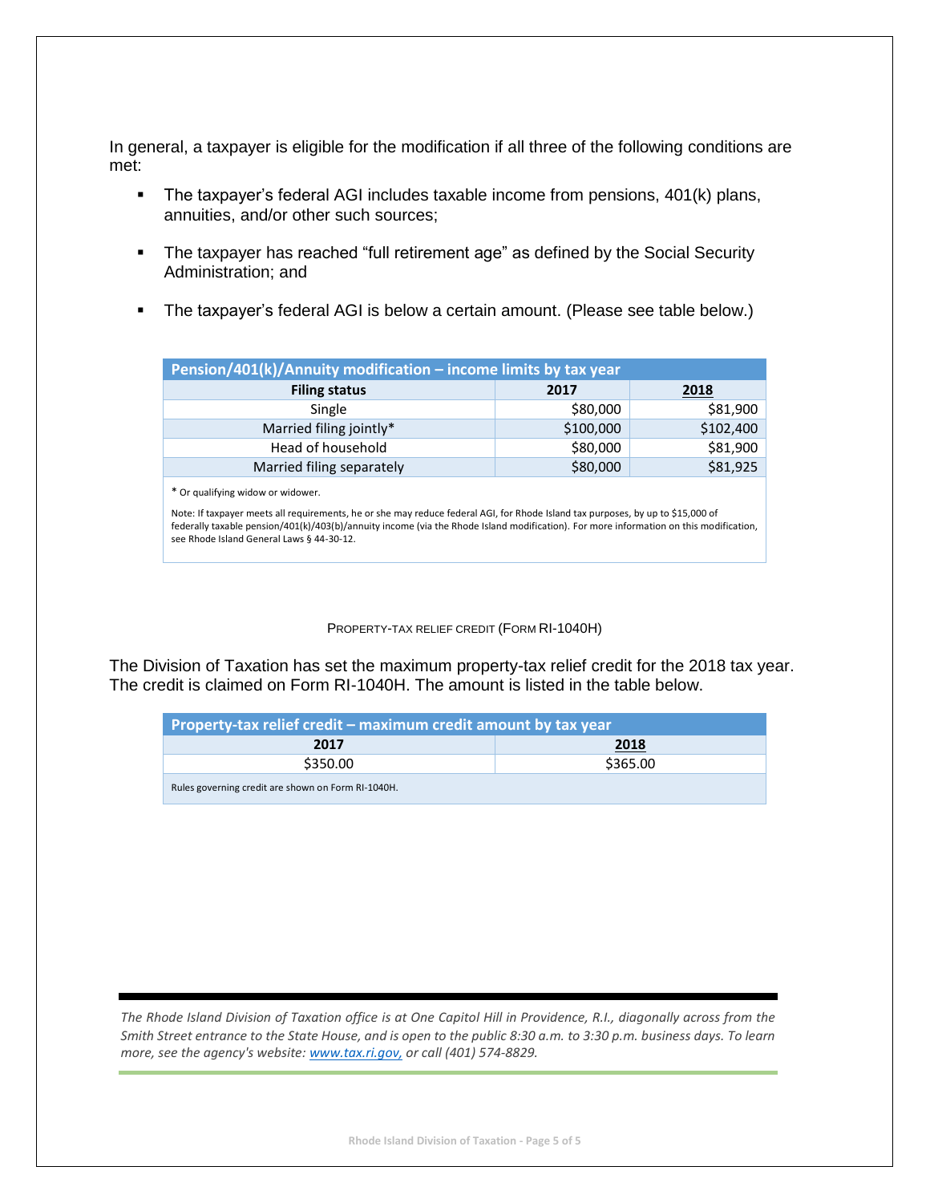In general, a taxpayer is eligible for the modification if all three of the following conditions are met:

- The taxpayer's federal AGI includes taxable income from pensions, 401(k) plans, annuities, and/or other such sources;
- The taxpayer has reached "full retirement age" as defined by the Social Security Administration; and
- The taxpayer's federal AGI is below a certain amount. (Please see table below.)

| Pension/401(k)/Annuity modification – income limits by tax year | | |
|---|---|---|
| **Filing status** | **2017** | **2018** |
| Single | $80,000 | $81,900 |
| Married filing jointly* | $100,000 | $102,400 |
| Head of household | $80,000 | $81,900 |
| Married filing separately | $80,000 | $81,925 |

* Or qualifying widow or widower.

Note: If taxpayer meets all requirements, he or she may reduce federal AGI, for Rhode Island tax purposes, by up to $15,000 of federally taxable pension/401(k)/403(b)/annuity income (via the Rhode Island modification). For more information on this modification, see Rhode Island General Laws § 44-30-12.

## PROPERTY-TAX RELIEF CREDIT (FORM RI-1040H)

The Division of Taxation has set the maximum property-tax relief credit for the 2018 tax year. The credit is claimed on Form RI-1040H. The amount is listed in the table below.

| Property-tax relief credit – maximum credit amount by tax year | |
|---|---|
| **2017** | **2018** |
| $350.00 | $365.00 |

Rules governing credit are shown on Form RI-1040H.

*The Rhode Island Division of Taxation office is at One Capitol Hill in Providence, R.I., diagonally across from the Smith Street entrance to the State House, and is open to the public 8:30 a.m. to 3:30 p.m. business days. To learn more, see the agency's website: [www.tax.ri.gov,](http://www.tax.ri.gov) or call (401) 574-8829.*